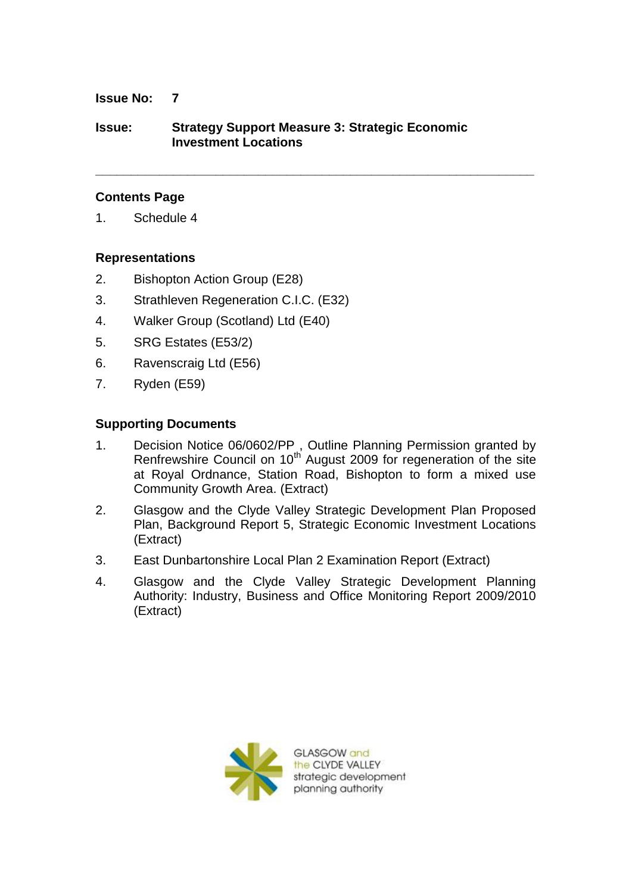**Issue No:** 7

**Issue:** **Strategy Support Measure 3: Strategic Economic Investment Locations**

---

## Contents Page

1. Schedule 4

## Representations

2. Bishopton Action Group (E28)
3. Strathleven Regeneration C.I.C. (E32)
4. Walker Group (Scotland) Ltd (E40)
5. SRG Estates (E53/2)
6. Ravenscraig Ltd (E56)
7. Ryden (E59)

## Supporting Documents

1. Decision Notice 06/0602/PP , Outline Planning Permission granted by Renfrewshire Council on 10th August 2009 for regeneration of the site at Royal Ordnance, Station Road, Bishopton to form a mixed use Community Growth Area. (Extract)
2. Glasgow and the Clyde Valley Strategic Development Plan Proposed Plan, Background Report 5, Strategic Economic Investment Locations (Extract)
3. East Dunbartonshire Local Plan 2 Examination Report (Extract)
4. Glasgow and the Clyde Valley Strategic Development Planning Authority: Industry, Business and Office Monitoring Report 2009/2010 (Extract)

GLASGOW and the CLYDE VALLEY strategic development planning authority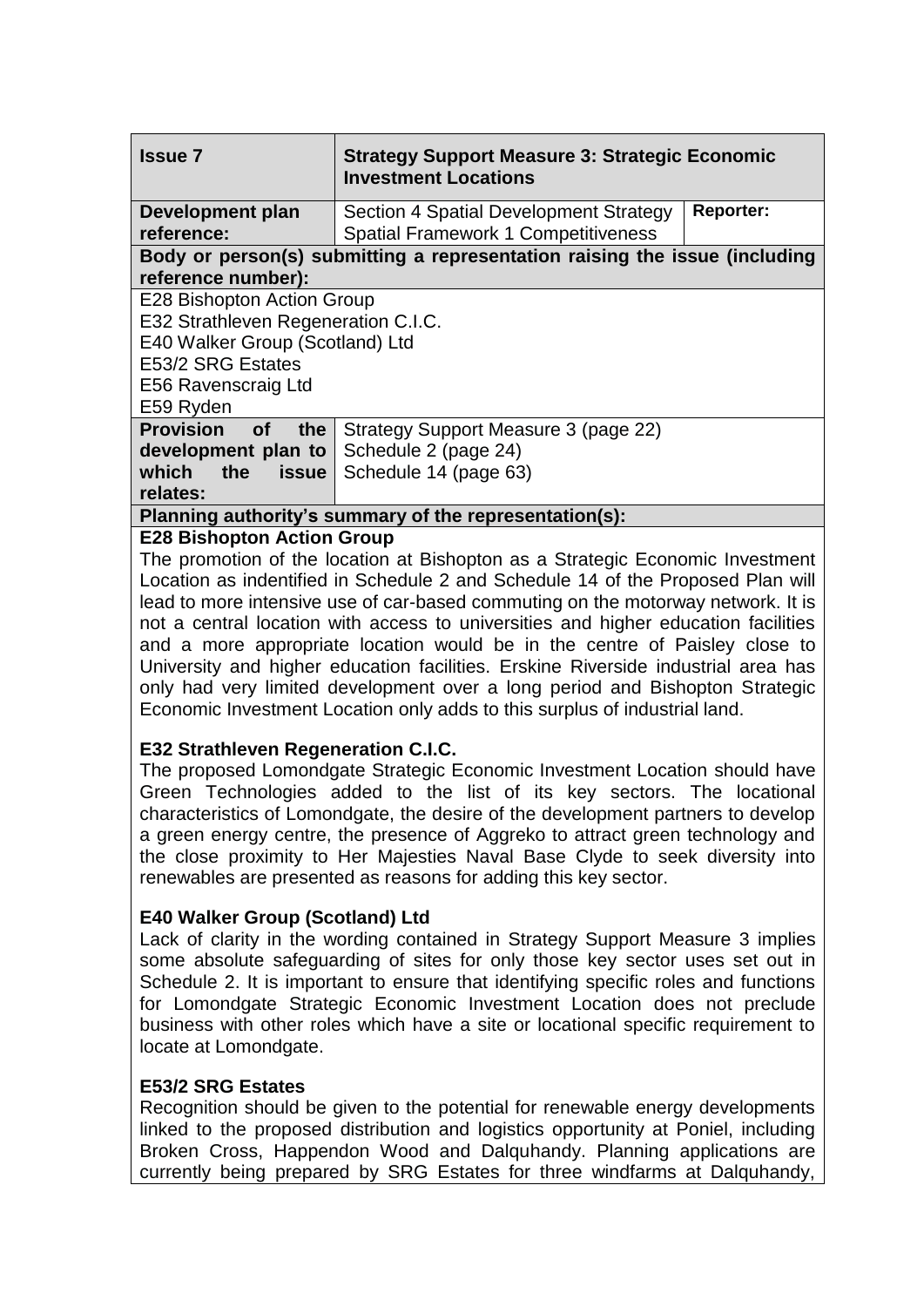| **Issue 7** | **Strategy Support Measure 3: Strategic Economic Investment Locations** | |
|---|---|---|
| **Development plan reference:** | Section 4 Spatial Development Strategy<br>Spatial Framework 1 Competitiveness | **Reporter:** |
| **Body or person(s) submitting a representation raising the issue (including reference number):** | | |
| E28 Bishopton Action Group<br>E32 Strathleven Regeneration C.I.C.<br>E40 Walker Group (Scotland) Ltd<br>E53/2 SRG Estates<br>E56 Ravenscraig Ltd<br>E59 Ryden | | |
| **Provision of the development plan to which the issue relates:** | Strategy Support Measure 3 (page 22)<br>Schedule 2 (page 24)<br>Schedule 14 (page 63) | |

**Planning authority's summary of the representation(s):**

**E28 Bishopton Action Group**

The promotion of the location at Bishopton as a Strategic Economic Investment Location as indentified in Schedule 2 and Schedule 14 of the Proposed Plan will lead to more intensive use of car-based commuting on the motorway network. It is not a central location with access to universities and higher education facilities and a more appropriate location would be in the centre of Paisley close to University and higher education facilities. Erskine Riverside industrial area has only had very limited development over a long period and Bishopton Strategic Economic Investment Location only adds to this surplus of industrial land.

**E32 Strathleven Regeneration C.I.C.**

The proposed Lomondgate Strategic Economic Investment Location should have Green Technologies added to the list of its key sectors. The locational characteristics of Lomondgate, the desire of the development partners to develop a green energy centre, the presence of Aggreko to attract green technology and the close proximity to Her Majesties Naval Base Clyde to seek diversity into renewables are presented as reasons for adding this key sector.

**E40 Walker Group (Scotland) Ltd**

Lack of clarity in the wording contained in Strategy Support Measure 3 implies some absolute safeguarding of sites for only those key sector uses set out in Schedule 2. It is important to ensure that identifying specific roles and functions for Lomondgate Strategic Economic Investment Location does not preclude business with other roles which have a site or locational specific requirement to locate at Lomondgate.

**E53/2 SRG Estates**

Recognition should be given to the potential for renewable energy developments linked to the proposed distribution and logistics opportunity at Poniel, including Broken Cross, Happendon Wood and Dalquhandy. Planning applications are currently being prepared by SRG Estates for three windfarms at Dalquhandy,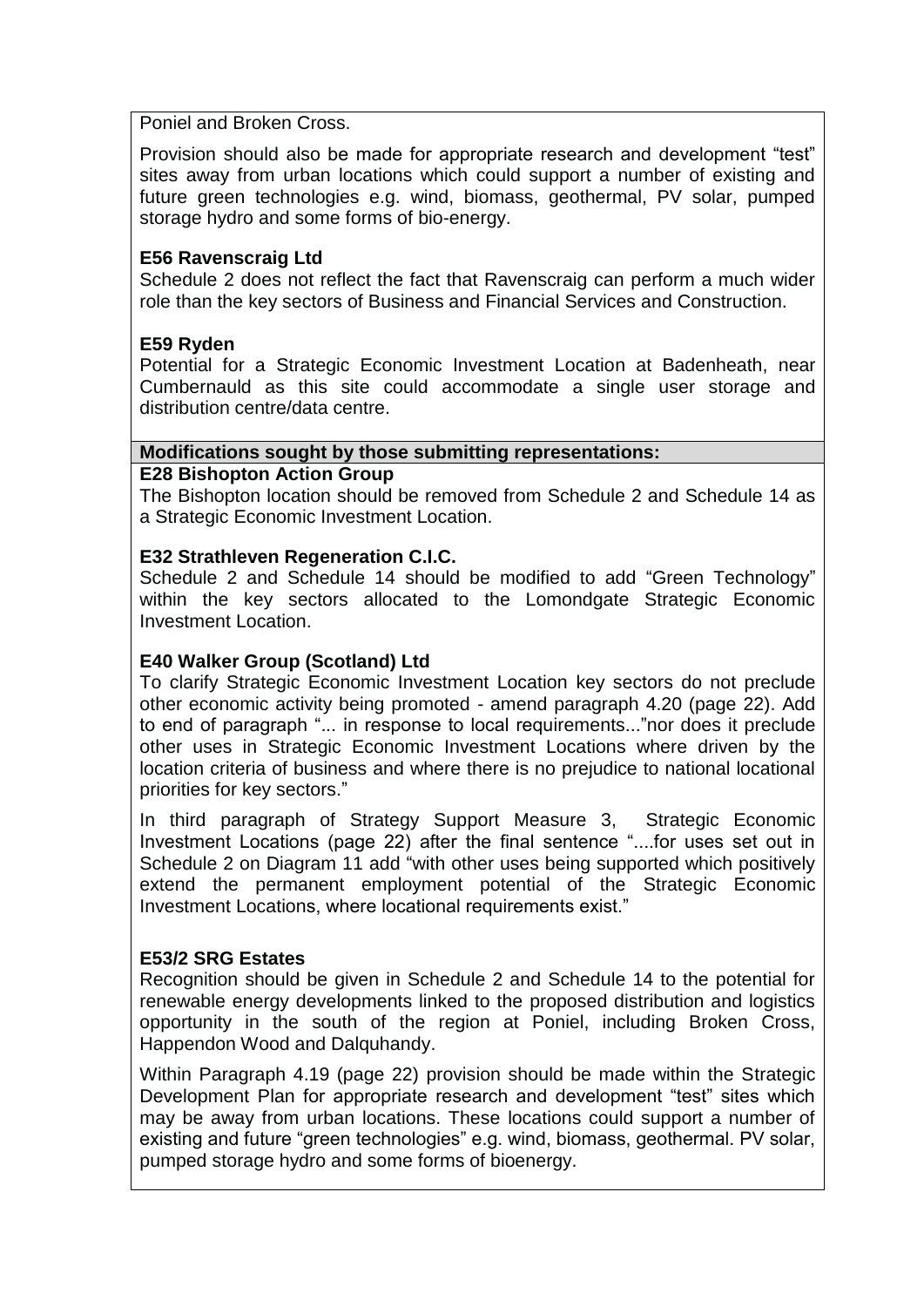Poniel and Broken Cross.

Provision should also be made for appropriate research and development "test" sites away from urban locations which could support a number of existing and future green technologies e.g. wind, biomass, geothermal, PV solar, pumped storage hydro and some forms of bio-energy.

**E56 Ravenscraig Ltd**

Schedule 2 does not reflect the fact that Ravenscraig can perform a much wider role than the key sectors of Business and Financial Services and Construction.

**E59 Ryden**

Potential for a Strategic Economic Investment Location at Badenheath, near Cumbernauld as this site could accommodate a single user storage and distribution centre/data centre.

**Modifications sought by those submitting representations:**

**E28 Bishopton Action Group**

The Bishopton location should be removed from Schedule 2 and Schedule 14 as a Strategic Economic Investment Location.

**E32 Strathleven Regeneration C.I.C.**

Schedule 2 and Schedule 14 should be modified to add "Green Technology" within the key sectors allocated to the Lomondgate Strategic Economic Investment Location.

**E40 Walker Group (Scotland) Ltd**

To clarify Strategic Economic Investment Location key sectors do not preclude other economic activity being promoted - amend paragraph 4.20 (page 22). Add to end of paragraph "... in response to local requirements..."nor does it preclude other uses in Strategic Economic Investment Locations where driven by the location criteria of business and where there is no prejudice to national locational priorities for key sectors."

In third paragraph of Strategy Support Measure 3, Strategic Economic Investment Locations (page 22) after the final sentence "....for uses set out in Schedule 2 on Diagram 11 add "with other uses being supported which positively extend the permanent employment potential of the Strategic Economic Investment Locations, where locational requirements exist."

**E53/2 SRG Estates**

Recognition should be given in Schedule 2 and Schedule 14 to the potential for renewable energy developments linked to the proposed distribution and logistics opportunity in the south of the region at Poniel, including Broken Cross, Happendon Wood and Dalquhandy.

Within Paragraph 4.19 (page 22) provision should be made within the Strategic Development Plan for appropriate research and development "test" sites which may be away from urban locations. These locations could support a number of existing and future "green technologies" e.g. wind, biomass, geothermal. PV solar, pumped storage hydro and some forms of bioenergy.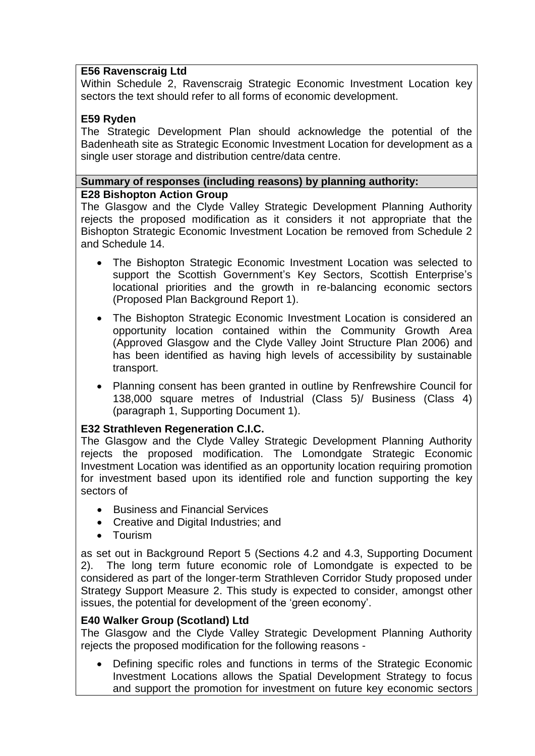**E56 Ravenscraig Ltd**

Within Schedule 2, Ravenscraig Strategic Economic Investment Location key sectors the text should refer to all forms of economic development.

**E59 Ryden**

The Strategic Development Plan should acknowledge the potential of the Badenheath site as Strategic Economic Investment Location for development as a single user storage and distribution centre/data centre.

**Summary of responses (including reasons) by planning authority:**

**E28 Bishopton Action Group**

The Glasgow and the Clyde Valley Strategic Development Planning Authority rejects the proposed modification as it considers it not appropriate that the Bishopton Strategic Economic Investment Location be removed from Schedule 2 and Schedule 14.

- The Bishopton Strategic Economic Investment Location was selected to support the Scottish Government's Key Sectors, Scottish Enterprise's locational priorities and the growth in re-balancing economic sectors (Proposed Plan Background Report 1).
- The Bishopton Strategic Economic Investment Location is considered an opportunity location contained within the Community Growth Area (Approved Glasgow and the Clyde Valley Joint Structure Plan 2006) and has been identified as having high levels of accessibility by sustainable transport.
- Planning consent has been granted in outline by Renfrewshire Council for 138,000 square metres of Industrial (Class 5)/ Business (Class 4) (paragraph 1, Supporting Document 1).

**E32 Strathleven Regeneration C.I.C.**

The Glasgow and the Clyde Valley Strategic Development Planning Authority rejects the proposed modification. The Lomondgate Strategic Economic Investment Location was identified as an opportunity location requiring promotion for investment based upon its identified role and function supporting the key sectors of

- Business and Financial Services
- Creative and Digital Industries; and
- Tourism

as set out in Background Report 5 (Sections 4.2 and 4.3, Supporting Document 2). The long term future economic role of Lomondgate is expected to be considered as part of the longer-term Strathleven Corridor Study proposed under Strategy Support Measure 2. This study is expected to consider, amongst other issues, the potential for development of the 'green economy'.

**E40 Walker Group (Scotland) Ltd**

The Glasgow and the Clyde Valley Strategic Development Planning Authority rejects the proposed modification for the following reasons -

- Defining specific roles and functions in terms of the Strategic Economic Investment Locations allows the Spatial Development Strategy to focus and support the promotion for investment on future key economic sectors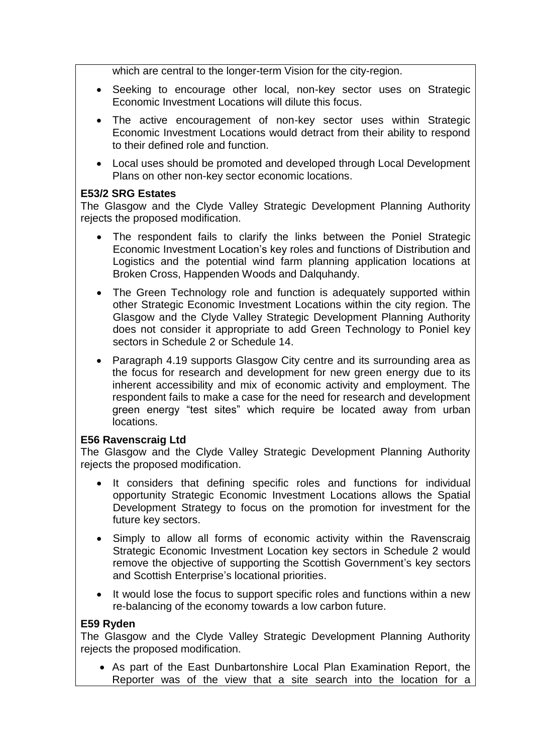which are central to the longer-term Vision for the city-region.

- Seeking to encourage other local, non-key sector uses on Strategic Economic Investment Locations will dilute this focus.
- The active encouragement of non-key sector uses within Strategic Economic Investment Locations would detract from their ability to respond to their defined role and function.
- Local uses should be promoted and developed through Local Development Plans on other non-key sector economic locations.

**E53/2 SRG Estates**
The Glasgow and the Clyde Valley Strategic Development Planning Authority rejects the proposed modification.

- The respondent fails to clarify the links between the Poniel Strategic Economic Investment Location's key roles and functions of Distribution and Logistics and the potential wind farm planning application locations at Broken Cross, Happenden Woods and Dalquhandy.
- The Green Technology role and function is adequately supported within other Strategic Economic Investment Locations within the city region. The Glasgow and the Clyde Valley Strategic Development Planning Authority does not consider it appropriate to add Green Technology to Poniel key sectors in Schedule 2 or Schedule 14.
- Paragraph 4.19 supports Glasgow City centre and its surrounding area as the focus for research and development for new green energy due to its inherent accessibility and mix of economic activity and employment. The respondent fails to make a case for the need for research and development green energy "test sites" which require be located away from urban locations.

**E56 Ravenscraig Ltd**
The Glasgow and the Clyde Valley Strategic Development Planning Authority rejects the proposed modification.

- It considers that defining specific roles and functions for individual opportunity Strategic Economic Investment Locations allows the Spatial Development Strategy to focus on the promotion for investment for the future key sectors.
- Simply to allow all forms of economic activity within the Ravenscraig Strategic Economic Investment Location key sectors in Schedule 2 would remove the objective of supporting the Scottish Government's key sectors and Scottish Enterprise's locational priorities.
- It would lose the focus to support specific roles and functions within a new re-balancing of the economy towards a low carbon future.

**E59 Ryden**
The Glasgow and the Clyde Valley Strategic Development Planning Authority rejects the proposed modification.

- As part of the East Dunbartonshire Local Plan Examination Report, the Reporter was of the view that a site search into the location for a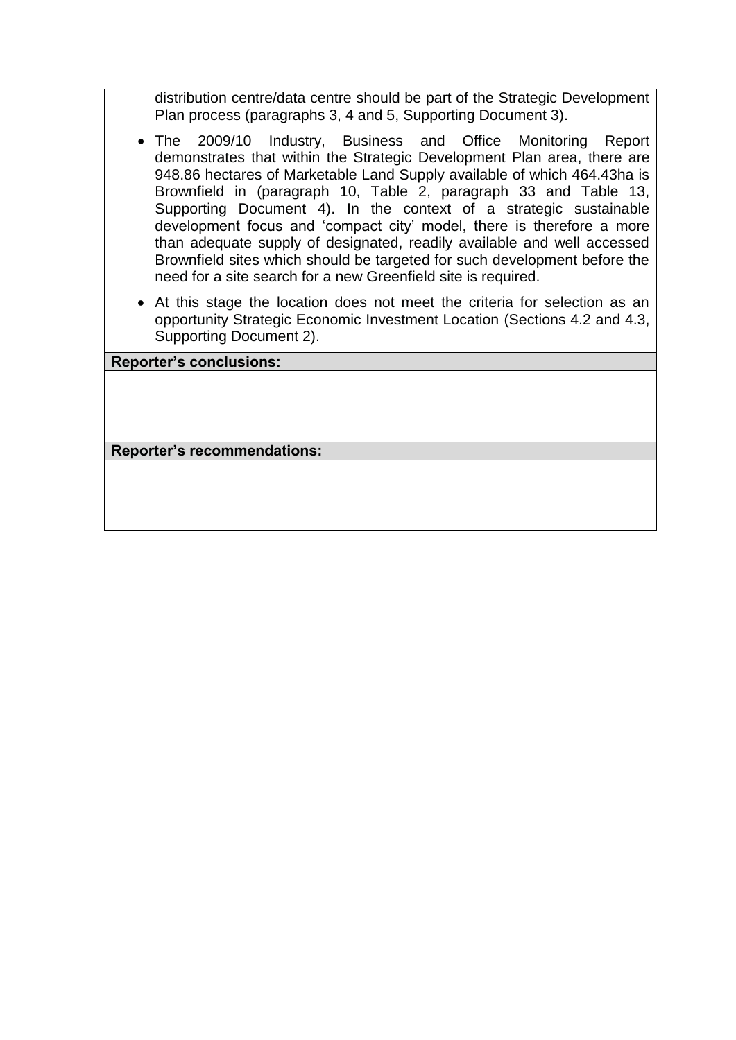distribution centre/data centre should be part of the Strategic Development Plan process (paragraphs 3, 4 and 5, Supporting Document 3).

- The 2009/10 Industry, Business and Office Monitoring Report demonstrates that within the Strategic Development Plan area, there are 948.86 hectares of Marketable Land Supply available of which 464.43ha is Brownfield in (paragraph 10, Table 2, paragraph 33 and Table 13, Supporting Document 4). In the context of a strategic sustainable development focus and 'compact city' model, there is therefore a more than adequate supply of designated, readily available and well accessed Brownfield sites which should be targeted for such development before the need for a site search for a new Greenfield site is required.
- At this stage the location does not meet the criteria for selection as an opportunity Strategic Economic Investment Location (Sections 4.2 and 4.3, Supporting Document 2).

**Reporter's conclusions:**

**Reporter's recommendations:**